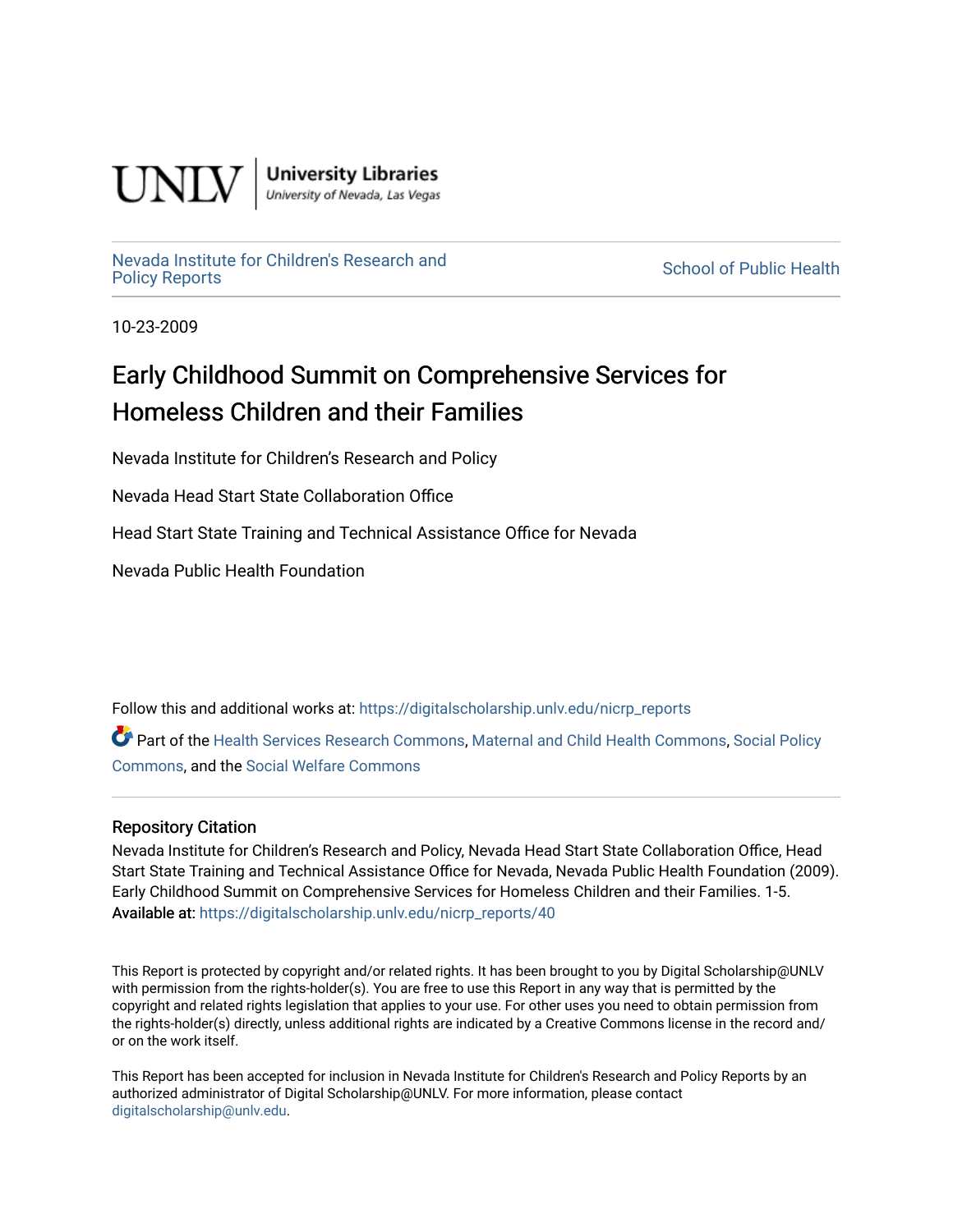UNLV | University Libraries
University of Nevada, Las Vegas

Nevada Institute for Children's Research and Policy Reports | School of Public Health

10-23-2009

# Early Childhood Summit on Comprehensive Services for Homeless Children and their Families

Nevada Institute for Children's Research and Policy

Nevada Head Start State Collaboration Office

Head Start State Training and Technical Assistance Office for Nevada

Nevada Public Health Foundation

Follow this and additional works at: https://digitalscholarship.unlv.edu/nicrp_reports

Part of the Health Services Research Commons, Maternal and Child Health Commons, Social Policy Commons, and the Social Welfare Commons

## Repository Citation

Nevada Institute for Children's Research and Policy, Nevada Head Start State Collaboration Office, Head Start State Training and Technical Assistance Office for Nevada, Nevada Public Health Foundation (2009). Early Childhood Summit on Comprehensive Services for Homeless Children and their Families. 1-5.
Available at: https://digitalscholarship.unlv.edu/nicrp_reports/40

This Report is protected by copyright and/or related rights. It has been brought to you by Digital Scholarship@UNLV with permission from the rights-holder(s). You are free to use this Report in any way that is permitted by the copyright and related rights legislation that applies to your use. For other uses you need to obtain permission from the rights-holder(s) directly, unless additional rights are indicated by a Creative Commons license in the record and/or on the work itself.

This Report has been accepted for inclusion in Nevada Institute for Children's Research and Policy Reports by an authorized administrator of Digital Scholarship@UNLV. For more information, please contact digitalscholarship@unlv.edu.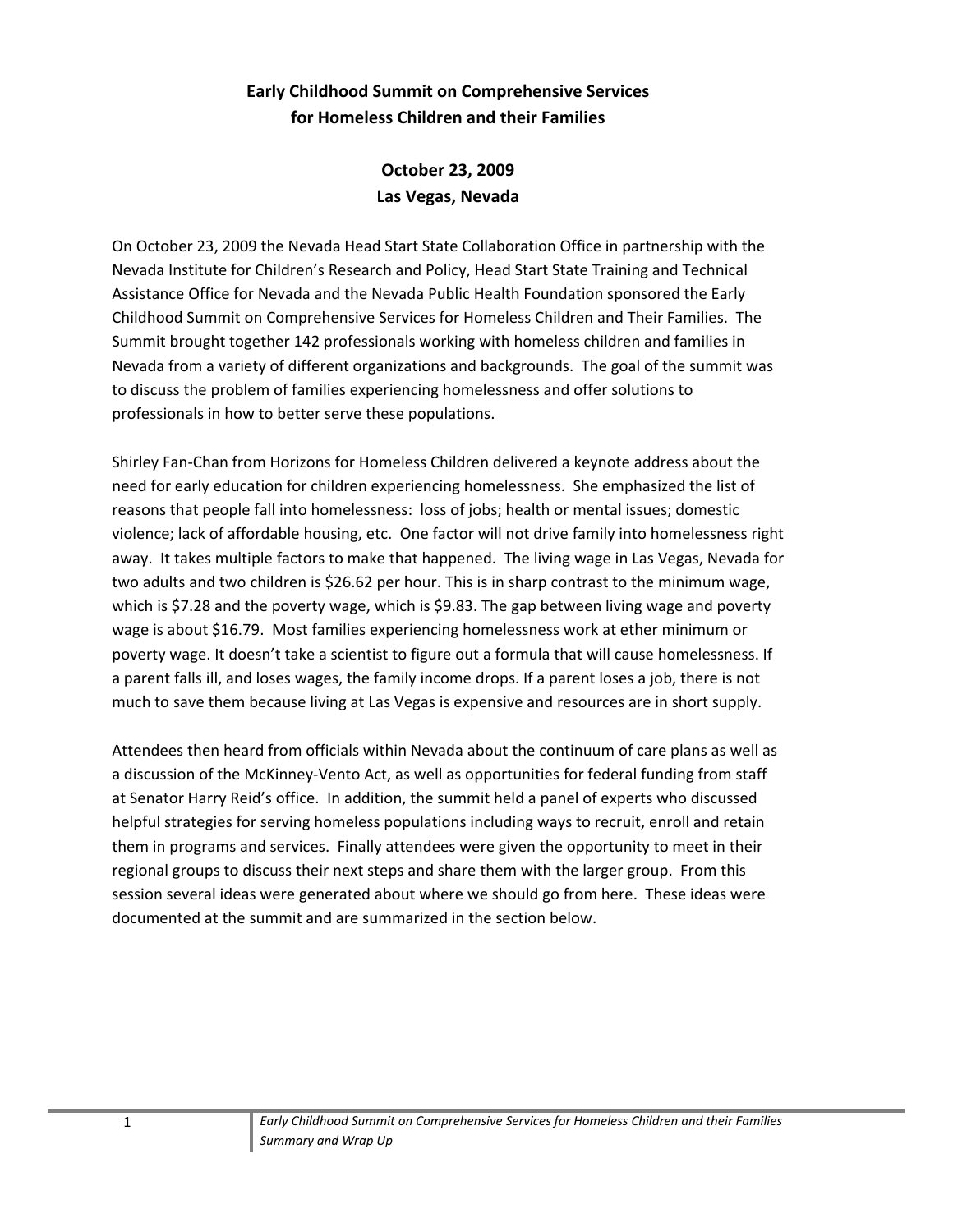# Early Childhood Summit on Comprehensive Services for Homeless Children and their Families

## October 23, 2009
## Las Vegas, Nevada

On October 23, 2009 the Nevada Head Start State Collaboration Office in partnership with the Nevada Institute for Children's Research and Policy, Head Start State Training and Technical Assistance Office for Nevada and the Nevada Public Health Foundation sponsored the Early Childhood Summit on Comprehensive Services for Homeless Children and Their Families. The Summit brought together 142 professionals working with homeless children and families in Nevada from a variety of different organizations and backgrounds. The goal of the summit was to discuss the problem of families experiencing homelessness and offer solutions to professionals in how to better serve these populations.

Shirley Fan-Chan from Horizons for Homeless Children delivered a keynote address about the need for early education for children experiencing homelessness. She emphasized the list of reasons that people fall into homelessness: loss of jobs; health or mental issues; domestic violence; lack of affordable housing, etc. One factor will not drive family into homelessness right away. It takes multiple factors to make that happened. The living wage in Las Vegas, Nevada for two adults and two children is $26.62 per hour. This is in sharp contrast to the minimum wage, which is $7.28 and the poverty wage, which is $9.83. The gap between living wage and poverty wage is about $16.79. Most families experiencing homelessness work at ether minimum or poverty wage. It doesn't take a scientist to figure out a formula that will cause homelessness. If a parent falls ill, and loses wages, the family income drops. If a parent loses a job, there is not much to save them because living at Las Vegas is expensive and resources are in short supply.

Attendees then heard from officials within Nevada about the continuum of care plans as well as a discussion of the McKinney-Vento Act, as well as opportunities for federal funding from staff at Senator Harry Reid's office. In addition, the summit held a panel of experts who discussed helpful strategies for serving homeless populations including ways to recruit, enroll and retain them in programs and services. Finally attendees were given the opportunity to meet in their regional groups to discuss their next steps and share them with the larger group. From this session several ideas were generated about where we should go from here. These ideas were documented at the summit and are summarized in the section below.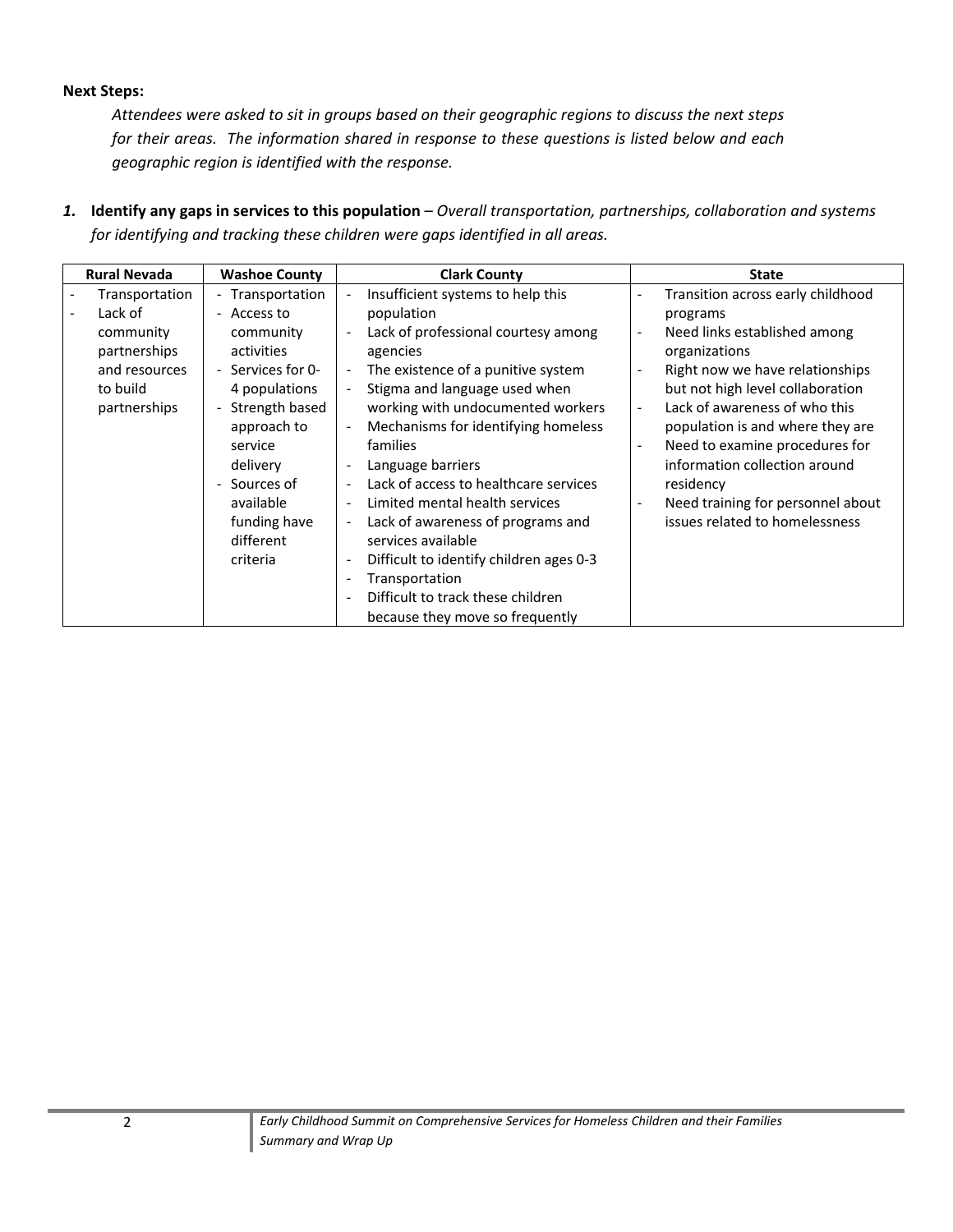**Next Steps:**

*Attendees were asked to sit in groups based on their geographic regions to discuss the next steps for their areas. The information shared in response to these questions is listed below and each geographic region is identified with the response.*

***1.*** **Identify any gaps in services to this population** – *Overall transportation, partnerships, collaboration and systems for identifying and tracking these children were gaps identified in all areas.*

| Rural Nevada | Washoe County | Clark County | State |
|---|---|---|---|
| - Transportation<br>- Lack of community partnerships and resources to build partnerships | - Transportation<br>- Access to community activities<br>- Services for 0-4 populations<br>- Strength based approach to service delivery<br>- Sources of available funding have different criteria | - Insufficient systems to help this population<br>- Lack of professional courtesy among agencies<br>- The existence of a punitive system<br>- Stigma and language used when working with undocumented workers<br>- Mechanisms for identifying homeless families<br>- Language barriers<br>- Lack of access to healthcare services<br>- Limited mental health services<br>- Lack of awareness of programs and services available<br>- Difficult to identify children ages 0-3<br>- Transportation<br>- Difficult to track these children because they move so frequently | - Transition across early childhood programs<br>- Need links established among organizations<br>- Right now we have relationships but not high level collaboration<br>- Lack of awareness of who this population is and where they are<br>- Need to examine procedures for information collection around residency<br>- Need training for personnel about issues related to homelessness |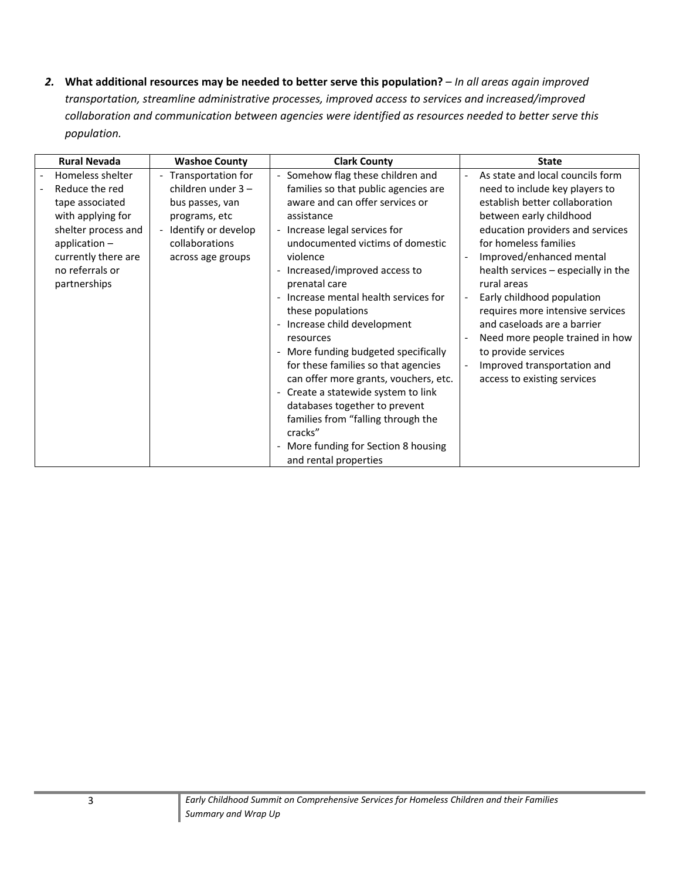2. **What additional resources may be needed to better serve this population?** – *In all areas again improved transportation, streamline administrative processes, improved access to services and increased/improved collaboration and communication between agencies were identified as resources needed to better serve this population.*

| Rural Nevada | Washoe County | Clark County | State |
|---|---|---|---|
| - Homeless shelter<br>- Reduce the red tape associated with applying for shelter process and application – currently there are no referrals or partnerships | - Transportation for children under 3 – bus passes, van programs, etc<br>- Identify or develop collaborations across age groups | - Somehow flag these children and families so that public agencies are aware and can offer services or assistance<br>- Increase legal services for undocumented victims of domestic violence<br>- Increased/improved access to prenatal care<br>- Increase mental health services for these populations<br>- Increase child development resources<br>- More funding budgeted specifically for these families so that agencies can offer more grants, vouchers, etc.<br>- Create a statewide system to link databases together to prevent families from "falling through the cracks"<br>- More funding for Section 8 housing and rental properties | - As state and local councils form need to include key players to establish better collaboration between early childhood education providers and services for homeless families<br>- Improved/enhanced mental health services – especially in the rural areas<br>- Early childhood population requires more intensive services and caseloads are a barrier<br>- Need more people trained in how to provide services<br>- Improved transportation and access to existing services |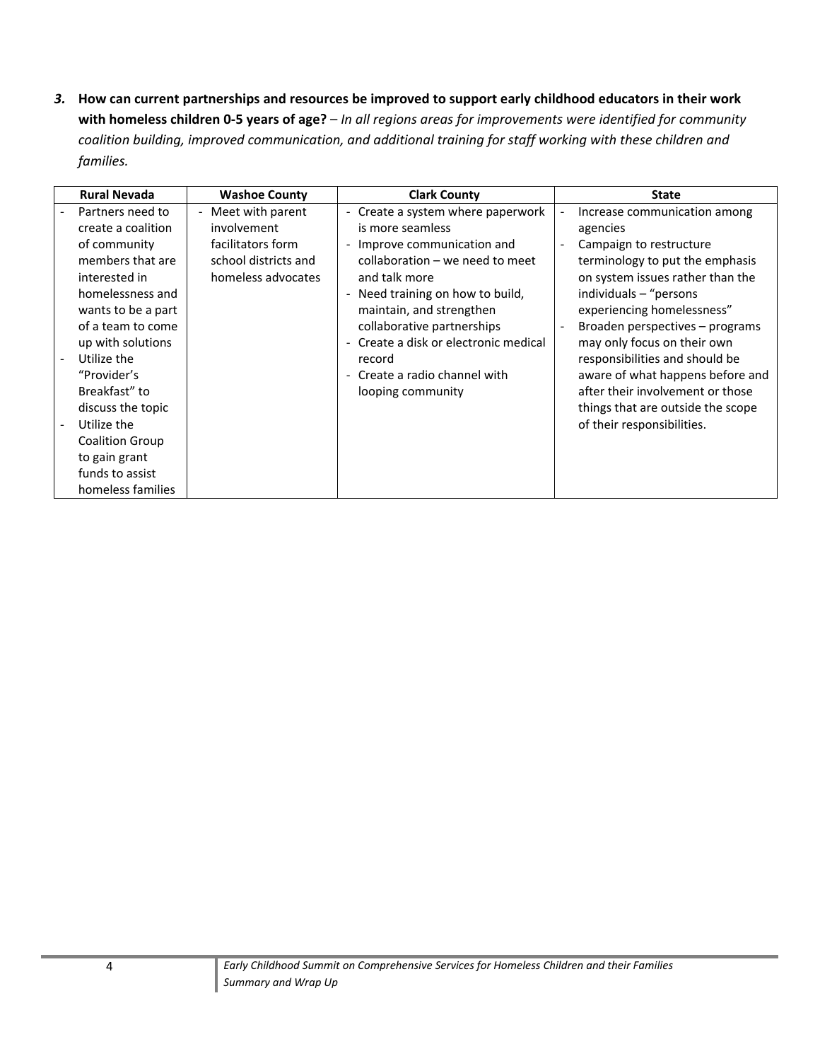***3.*** **How can current partnerships and resources be improved to support early childhood educators in their work with homeless children 0-5 years of age?** – *In all regions areas for improvements were identified for community coalition building, improved communication, and additional training for staff working with these children and families.*

| Rural Nevada | Washoe County | Clark County | State |
|---|---|---|---|
| - Partners need to create a coalition of community members that are interested in homelessness and wants to be a part of a team to come up with solutions<br>- Utilize the "Provider's Breakfast" to discuss the topic<br>- Utilize the Coalition Group to gain grant funds to assist homeless families | - Meet with parent involvement facilitators form school districts and homeless advocates | - Create a system where paperwork is more seamless<br>- Improve communication and collaboration – we need to meet and talk more<br>- Need training on how to build, maintain, and strengthen collaborative partnerships<br>- Create a disk or electronic medical record<br>- Create a radio channel with looping community | - Increase communication among agencies<br>- Campaign to restructure terminology to put the emphasis on system issues rather than the individuals – "persons experiencing homelessness"<br>- Broaden perspectives – programs may only focus on their own responsibilities and should be aware of what happens before and after their involvement or those things that are outside the scope of their responsibilities. |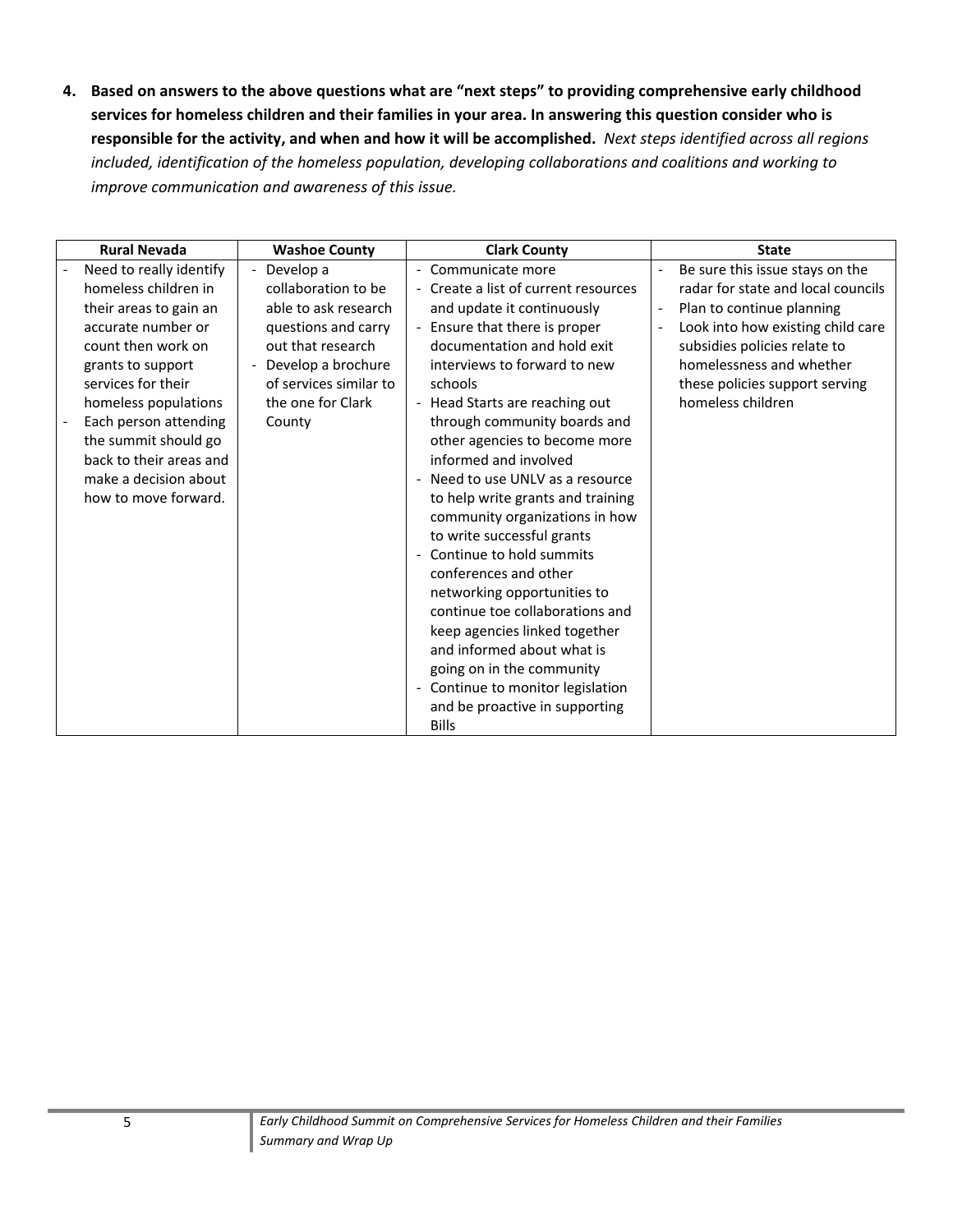**4. Based on answers to the above questions what are "next steps" to providing comprehensive early childhood services for homeless children and their families in your area. In answering this question consider who is responsible for the activity, and when and how it will be accomplished.** *Next steps identified across all regions included, identification of the homeless population, developing collaborations and coalitions and working to improve communication and awareness of this issue.*

| Rural Nevada | Washoe County | Clark County | State |
|---|---|---|---|
| - Need to really identify homeless children in their areas to gain an accurate number or count then work on grants to support services for their homeless populations<br>- Each person attending the summit should go back to their areas and make a decision about how to move forward. | - Develop a collaboration to be able to ask research questions and carry out that research<br>- Develop a brochure of services similar to the one for Clark County | - Communicate more<br>- Create a list of current resources and update it continuously<br>- Ensure that there is proper documentation and hold exit interviews to forward to new schools<br>- Head Starts are reaching out through community boards and other agencies to become more informed and involved<br>- Need to use UNLV as a resource to help write grants and training community organizations in how to write successful grants<br>- Continue to hold summits conferences and other networking opportunities to continue toe collaborations and keep agencies linked together and informed about what is going on in the community<br>- Continue to monitor legislation and be proactive in supporting Bills | - Be sure this issue stays on the radar for state and local councils<br>- Plan to continue planning<br>- Look into how existing child care subsidies policies relate to homelessness and whether these policies support serving homeless children |